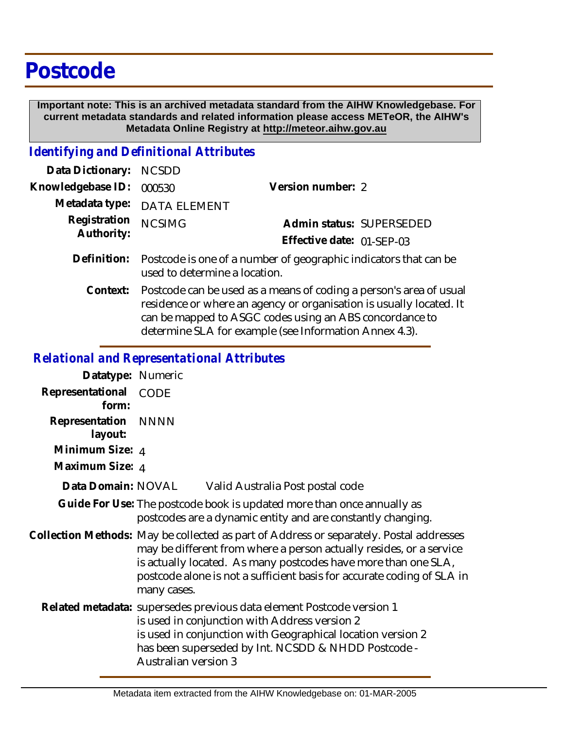# Postcode

**Important note: This is an archived metadata standard from the AIHW Knowledgebase. For current metadata standards and related information please access METeOR, the AIHW's Metadata Online Registry at http://meteor.aihw.gov.au**

## *Identifying and Definitional Attributes*

| | | | |
|---|---|---|---|
| **Data Dictionary:** | NCSDD | | |
| **Knowledgebase ID:** | 000530 | **Version number:** | 2 |
| **Metadata type:** | DATA ELEMENT | | |
| **Registration Authority:** | NCSIMG | **Admin status:** | SUPERSEDED |
| | | **Effective date:** | 01-SEP-03 |

**Definition:** Postcode is one of a number of geographic indicators that can be used to determine a location.

**Context:** Postcode can be used as a means of coding a person's area of usual residence or where an agency or organisation is usually located. It can be mapped to ASGC codes using an ABS concordance to determine SLA for example (see Information Annex 4.3).

## *Relational and Representational Attributes*

**Datatype:** Numeric

**Representational form:** CODE

**Representation layout:** NNNN

**Minimum Size:** 4

**Maximum Size:** 4

**Data Domain:** NOVAL Valid Australia Post postal code

**Guide For Use:** The postcode book is updated more than once annually as postcodes are a dynamic entity and are constantly changing.

**Collection Methods:** May be collected as part of Address or separately. Postal addresses may be different from where a person actually resides, or a service is actually located. As many postcodes have more than one SLA, postcode alone is not a sufficient basis for accurate coding of SLA in many cases.

**Related metadata:** supersedes previous data element Postcode version 1
is used in conjunction with Address version 2
is used in conjunction with Geographical location version 2
has been superseded by Int. NCSDD & NHDD Postcode - Australian version 3

Metadata item extracted from the AIHW Knowledgebase on: 01-MAR-2005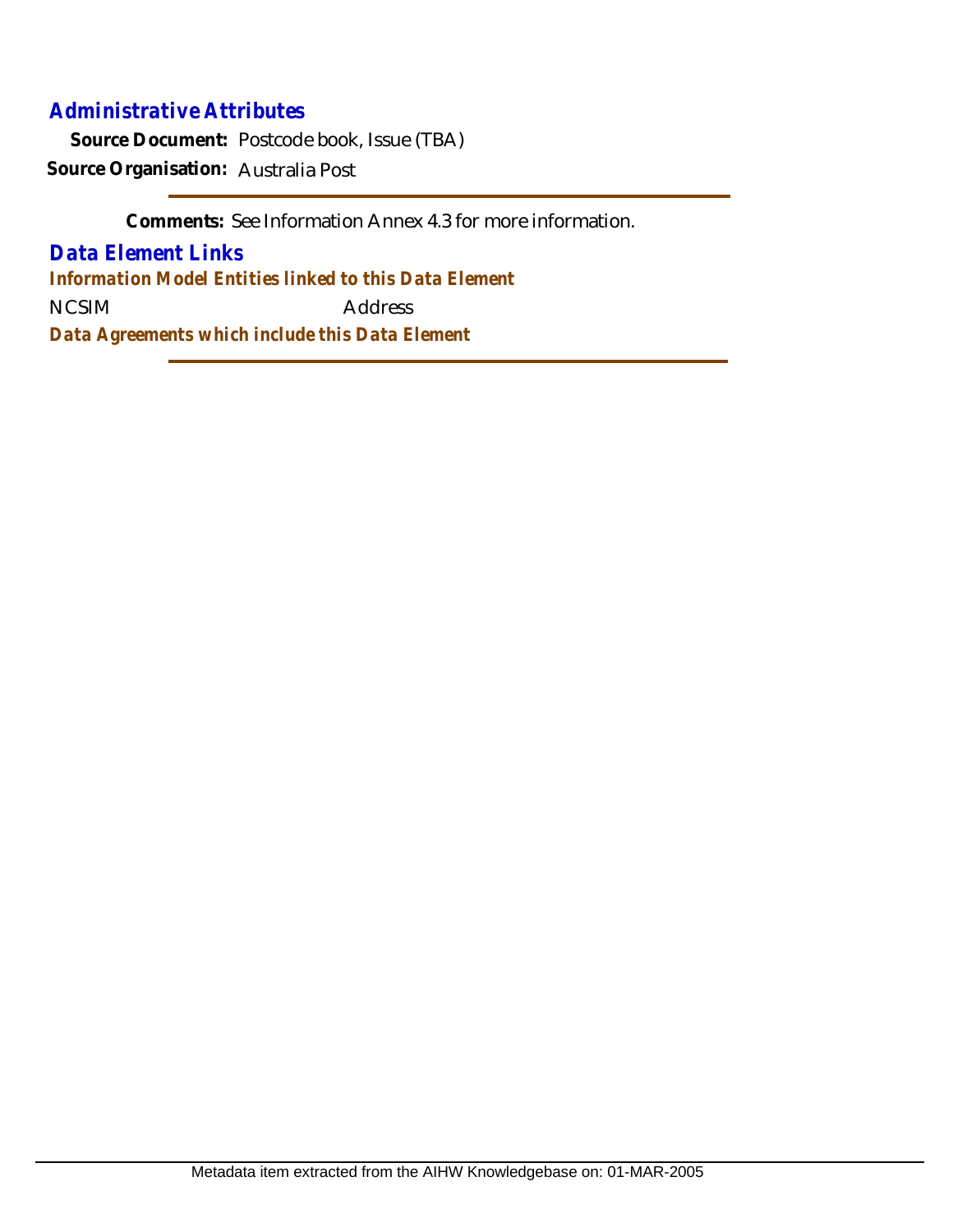## Administrative Attributes

**Source Document:** Postcode book, Issue (TBA)

**Source Organisation:** Australia Post

---

**Comments:** See Information Annex 4.3 for more information.

## Data Element Links

***Information Model Entities linked to this Data Element***

| | |
|---|---|
| NCSIM | Address |

***Data Agreements which include this Data Element***

---